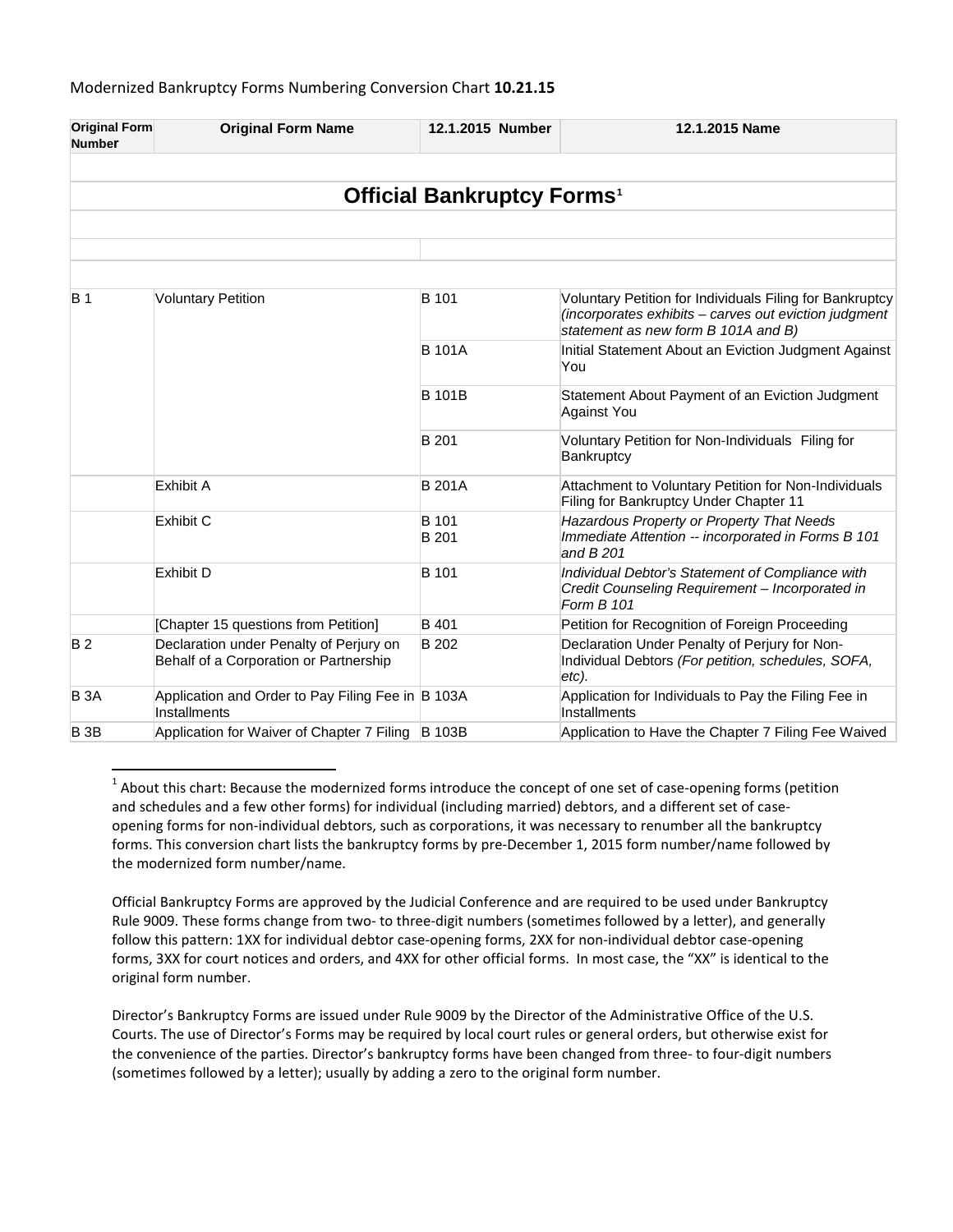Modernized Bankruptcy Forms Numbering Conversion Chart **10.21.15**

| Original Form Number | Original Form Name | 12.1.2015 Number | 12.1.2015 Name |
|---|---|---|---|
| | **Official Bankruptcy Forms**[1] | | |
| B 1 | Voluntary Petition | B 101 | Voluntary Petition for Individuals Filing for Bankruptcy *(incorporates exhibits – carves out eviction judgment statement as new form B 101A and B)* |
| | | B 101A | Initial Statement About an Eviction Judgment Against You |
| | | B 101B | Statement About Payment of an Eviction Judgment Against You |
| | | B 201 | Voluntary Petition for Non-Individuals Filing for Bankruptcy |
| | Exhibit A | B 201A | Attachment to Voluntary Petition for Non-Individuals Filing for Bankruptcy Under Chapter 11 |
| | Exhibit C | B 101<br>B 201 | *Hazardous Property or Property That Needs Immediate Attention -- incorporated in Forms B 101 and B 201* |
| | Exhibit D | B 101 | *Individual Debtor's Statement of Compliance with Credit Counseling Requirement – Incorporated in Form B 101* |
| | [Chapter 15 questions from Petition] | B 401 | Petition for Recognition of Foreign Proceeding |
| B 2 | Declaration under Penalty of Perjury on Behalf of a Corporation or Partnership | B 202 | Declaration Under Penalty of Perjury for Non-Individual Debtors *(For petition, schedules, SOFA, etc).* |
| B 3A | Application and Order to Pay Filing Fee in Installments | B 103A | Application for Individuals to Pay the Filing Fee in Installments |
| B 3B | Application for Waiver of Chapter 7 Filing | B 103B | Application to Have the Chapter 7 Filing Fee Waived |

[1] About this chart: Because the modernized forms introduce the concept of one set of case-opening forms (petition and schedules and a few other forms) for individual (including married) debtors, and a different set of case-opening forms for non-individual debtors, such as corporations, it was necessary to renumber all the bankruptcy forms. This conversion chart lists the bankruptcy forms by pre-December 1, 2015 form number/name followed by the modernized form number/name.

Official Bankruptcy Forms are approved by the Judicial Conference and are required to be used under Bankruptcy Rule 9009. These forms change from two- to three-digit numbers (sometimes followed by a letter), and generally follow this pattern: 1XX for individual debtor case-opening forms, 2XX for non-individual debtor case-opening forms, 3XX for court notices and orders, and 4XX for other official forms. In most case, the "XX" is identical to the original form number.

Director's Bankruptcy Forms are issued under Rule 9009 by the Director of the Administrative Office of the U.S. Courts. The use of Director's Forms may be required by local court rules or general orders, but otherwise exist for the convenience of the parties. Director's bankruptcy forms have been changed from three- to four-digit numbers (sometimes followed by a letter); usually by adding a zero to the original form number.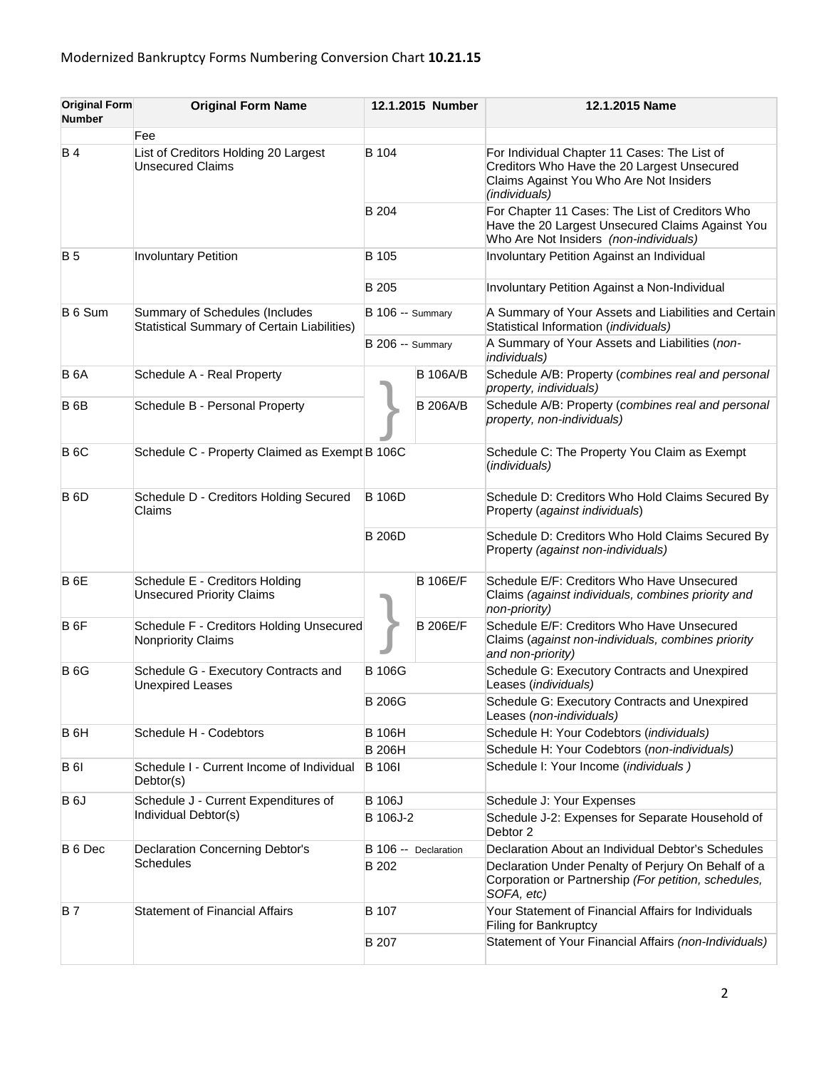Modernized Bankruptcy Forms Numbering Conversion Chart **10.21.15**

| Original Form Number | Original Form Name | 12.1.2015 Number | 12.1.2015 Name |
|---|---|---|---|
| | Fee | | |
| B 4 | List of Creditors Holding 20 Largest Unsecured Claims | B 104 | For Individual Chapter 11 Cases: The List of Creditors Who Have the 20 Largest Unsecured Claims Against You Who Are Not Insiders *(individuals)* |
| | | B 204 | For Chapter 11 Cases: The List of Creditors Who Have the 20 Largest Unsecured Claims Against You Who Are Not Insiders *(non-individuals)* |
| B 5 | Involuntary Petition | B 105 | Involuntary Petition Against an Individual |
| | | B 205 | Involuntary Petition Against a Non-Individual |
| B 6 Sum | Summary of Schedules (Includes Statistical Summary of Certain Liabilities) | B 106 -- Summary | A Summary of Your Assets and Liabilities and Certain Statistical Information (*individuals*) |
| | | B 206 -- Summary | A Summary of Your Assets and Liabilities (*non-individuals)* |
| B 6A | Schedule A - Real Property | } B 106A/B | Schedule A/B: Property (*combines real and personal property, individuals)* |
| B 6B | Schedule B - Personal Property | } B 206A/B | Schedule A/B: Property (*combines real and personal property, non-individuals)* |
| B 6C | Schedule C - Property Claimed as Exempt | B 106C | Schedule C: The Property You Claim as Exempt (*individuals)* |
| B 6D | Schedule D - Creditors Holding Secured Claims | B 106D | Schedule D: Creditors Who Hold Claims Secured By Property (*against individuals*) |
| | | B 206D | Schedule D: Creditors Who Hold Claims Secured By Property *(against non-individuals)* |
| B 6E | Schedule E - Creditors Holding Unsecured Priority Claims | } B 106E/F | Schedule E/F: Creditors Who Have Unsecured Claims *(against individuals, combines priority and non-priority)* |
| B 6F | Schedule F - Creditors Holding Unsecured Nonpriority Claims | } B 206E/F | Schedule E/F: Creditors Who Have Unsecured Claims (*against non-individuals, combines priority and non-priority)* |
| B 6G | Schedule G - Executory Contracts and Unexpired Leases | B 106G | Schedule G: Executory Contracts and Unexpired Leases (*individuals)* |
| | | B 206G | Schedule G: Executory Contracts and Unexpired Leases (*non-individuals)* |
| B 6H | Schedule H - Codebtors | B 106H | Schedule H: Your Codebtors (*individuals)* |
| | | B 206H | Schedule H: Your Codebtors (*non-individuals)* |
| B 6I | Schedule I - Current Income of Individual Debtor(s) | B 106I | Schedule I: Your Income (*individuals )* |
| B 6J | Schedule J - Current Expenditures of Individual Debtor(s) | B 106J | Schedule J: Your Expenses |
| | | B 106J-2 | Schedule J-2: Expenses for Separate Household of Debtor 2 |
| B 6 Dec | Declaration Concerning Debtor's Schedules | B 106 -- Declaration | Declaration About an Individual Debtor's Schedules |
| | | B 202 | Declaration Under Penalty of Perjury On Behalf of a Corporation or Partnership *(For petition, schedules, SOFA, etc)* |
| B 7 | Statement of Financial Affairs | B 107 | Your Statement of Financial Affairs for Individuals Filing for Bankruptcy |
| | | B 207 | Statement of Your Financial Affairs *(non-Individuals)* |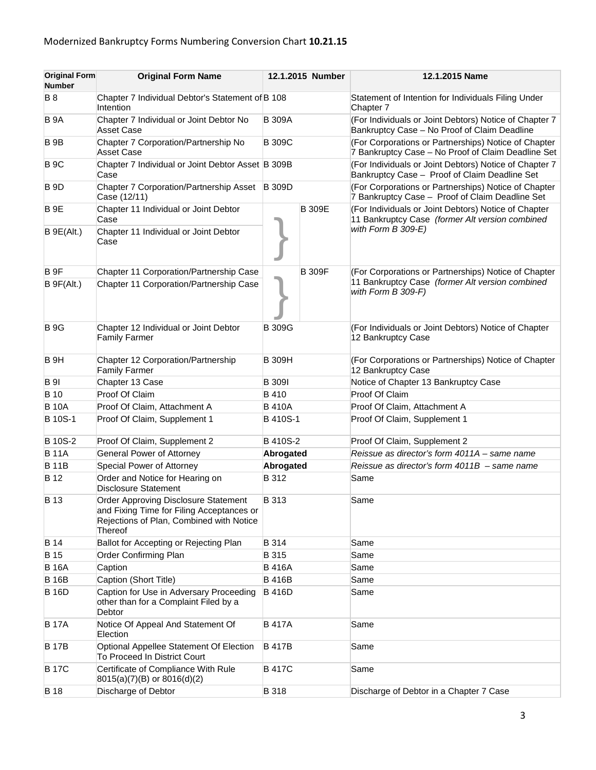Modernized Bankruptcy Forms Numbering Conversion Chart **10.21.15**

| Original Form Number | Original Form Name | 12.1.2015 Number | 12.1.2015 Name |
|---|---|---|---|
| B 8 | Chapter 7 Individual Debtor's Statement of Intention | B 108 | Statement of Intention for Individuals Filing Under Chapter 7 |
| B 9A | Chapter 7 Individual or Joint Debtor No Asset Case | B 309A | (For Individuals or Joint Debtors) Notice of Chapter 7 Bankruptcy Case – No Proof of Claim Deadline |
| B 9B | Chapter 7 Corporation/Partnership No Asset Case | B 309C | (For Corporations or Partnerships) Notice of Chapter 7 Bankruptcy Case – No Proof of Claim Deadline Set |
| B 9C | Chapter 7 Individual or Joint Debtor Asset Case | B 309B | (For Individuals or Joint Debtors) Notice of Chapter 7 Bankruptcy Case – Proof of Claim Deadline Set |
| B 9D | Chapter 7 Corporation/Partnership Asset Case (12/11) | B 309D | (For Corporations or Partnerships) Notice of Chapter 7 Bankruptcy Case – Proof of Claim Deadline Set |
| B 9E | Chapter 11 Individual or Joint Debtor Case | B 309E | (For Individuals or Joint Debtors) Notice of Chapter 11 Bankruptcy Case *(former Alt version combined with Form B 309-E)* |
| B 9E(Alt.) | Chapter 11 Individual or Joint Debtor Case | | |
| B 9F | Chapter 11 Corporation/Partnership Case | B 309F | (For Corporations or Partnerships) Notice of Chapter 11 Bankruptcy Case *(former Alt version combined with Form B 309-F)* |
| B 9F(Alt.) | Chapter 11 Corporation/Partnership Case | | |
| B 9G | Chapter 12 Individual or Joint Debtor Family Farmer | B 309G | (For Individuals or Joint Debtors) Notice of Chapter 12 Bankruptcy Case |
| B 9H | Chapter 12 Corporation/Partnership Family Farmer | B 309H | (For Corporations or Partnerships) Notice of Chapter 12 Bankruptcy Case |
| B 9I | Chapter 13 Case | B 309I | Notice of Chapter 13 Bankruptcy Case |
| B 10 | Proof Of Claim | B 410 | Proof Of Claim |
| B 10A | Proof Of Claim, Attachment A | B 410A | Proof Of Claim, Attachment A |
| B 10S-1 | Proof Of Claim, Supplement 1 | B 410S-1 | Proof Of Claim, Supplement 1 |
| B 10S-2 | Proof Of Claim, Supplement 2 | B 410S-2 | Proof Of Claim, Supplement 2 |
| B 11A | General Power of Attorney | **Abrogated** | *Reissue as director's form 4011A – same name* |
| B 11B | Special Power of Attorney | **Abrogated** | *Reissue as director's form 4011B – same name* |
| B 12 | Order and Notice for Hearing on Disclosure Statement | B 312 | Same |
| B 13 | Order Approving Disclosure Statement and Fixing Time for Filing Acceptances or Rejections of Plan, Combined with Notice Thereof | B 313 | Same |
| B 14 | Ballot for Accepting or Rejecting Plan | B 314 | Same |
| B 15 | Order Confirming Plan | B 315 | Same |
| B 16A | Caption | B 416A | Same |
| B 16B | Caption (Short Title) | B 416B | Same |
| B 16D | Caption for Use in Adversary Proceeding other than for a Complaint Filed by a Debtor | B 416D | Same |
| B 17A | Notice Of Appeal And Statement Of Election | B 417A | Same |
| B 17B | Optional Appellee Statement Of Election To Proceed In District Court | B 417B | Same |
| B 17C | Certificate of Compliance With Rule 8015(a)(7)(B) or 8016(d)(2) | B 417C | Same |
| B 18 | Discharge of Debtor | B 318 | Discharge of Debtor in a Chapter 7 Case |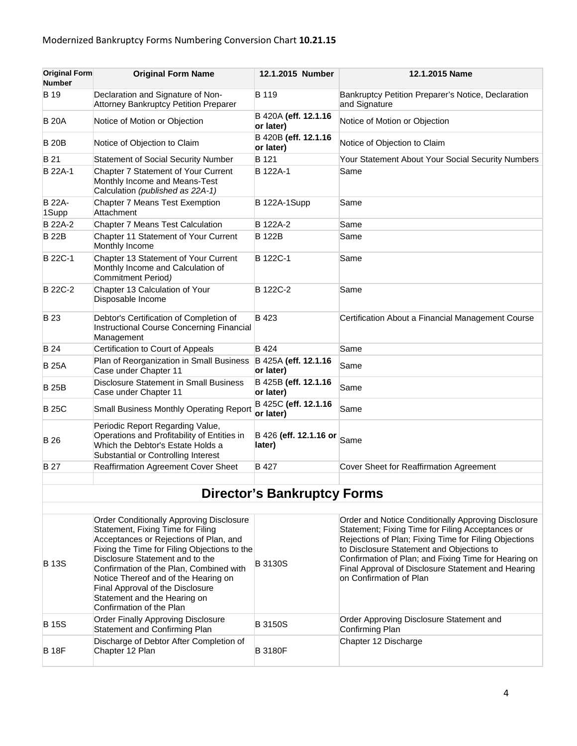Modernized Bankruptcy Forms Numbering Conversion Chart **10.21.15**

| Original Form Number | Original Form Name | 12.1.2015 Number | 12.1.2015 Name |
|---|---|---|---|
| B 19 | Declaration and Signature of Non-Attorney Bankruptcy Petition Preparer | B 119 | Bankruptcy Petition Preparer's Notice, Declaration and Signature |
| B 20A | Notice of Motion or Objection | B 420A **(eff. 12.1.16 or later)** | Notice of Motion or Objection |
| B 20B | Notice of Objection to Claim | B 420B **(eff. 12.1.16 or later)** | Notice of Objection to Claim |
| B 21 | Statement of Social Security Number | B 121 | Your Statement About Your Social Security Numbers |
| B 22A-1 | Chapter 7 Statement of Your Current Monthly Income and Means-Test Calculation *(published as 22A-1)* | B 122A-1 | Same |
| B 22A-1Supp | Chapter 7 Means Test Exemption Attachment | B 122A-1Supp | Same |
| B 22A-2 | Chapter 7 Means Test Calculation | B 122A-2 | Same |
| B 22B | Chapter 11 Statement of Your Current Monthly Income | B 122B | Same |
| B 22C-1 | Chapter 13 Statement of Your Current Monthly Income and Calculation of Commitment Period*)* | B 122C-1 | Same |
| B 22C-2 | Chapter 13 Calculation of Your Disposable Income | B 122C-2 | Same |
| B 23 | Debtor's Certification of Completion of Instructional Course Concerning Financial Management | B 423 | Certification About a Financial Management Course |
| B 24 | Certification to Court of Appeals | B 424 | Same |
| B 25A | Plan of Reorganization in Small Business Case under Chapter 11 | B 425A **(eff. 12.1.16 or later)** | Same |
| B 25B | Disclosure Statement in Small Business Case under Chapter 11 | B 425B **(eff. 12.1.16 or later)** | Same |
| B 25C | Small Business Monthly Operating Report | B 425C **(eff. 12.1.16 or later)** | Same |
| B 26 | Periodic Report Regarding Value, Operations and Profitability of Entities in Which the Debtor's Estate Holds a Substantial or Controlling Interest | B 426 **(eff. 12.1.16 or later)** | Same |
| B 27 | Reaffirmation Agreement Cover Sheet | B 427 | Cover Sheet for Reaffirmation Agreement |

## Director's Bankruptcy Forms

| Original Form Number | Original Form Name | 12.1.2015 Number | 12.1.2015 Name |
|---|---|---|---|
| B 13S | Order Conditionally Approving Disclosure Statement, Fixing Time for Filing Acceptances or Rejections of Plan, and Fixing the Time for Filing Objections to the Disclosure Statement and to the Confirmation of the Plan, Combined with Notice Thereof and of the Hearing on Final Approval of the Disclosure Statement and the Hearing on Confirmation of the Plan | B 3130S | Order and Notice Conditionally Approving Disclosure Statement; Fixing Time for Filing Acceptances or Rejections of Plan; Fixing Time for Filing Objections to Disclosure Statement and Objections to Confirmation of Plan; and Fixing Time for Hearing on Final Approval of Disclosure Statement and Hearing on Confirmation of Plan |
| B 15S | Order Finally Approving Disclosure Statement and Confirming Plan | B 3150S | Order Approving Disclosure Statement and Confirming Plan |
| B 18F | Discharge of Debtor After Completion of Chapter 12 Plan | B 3180F | Chapter 12 Discharge |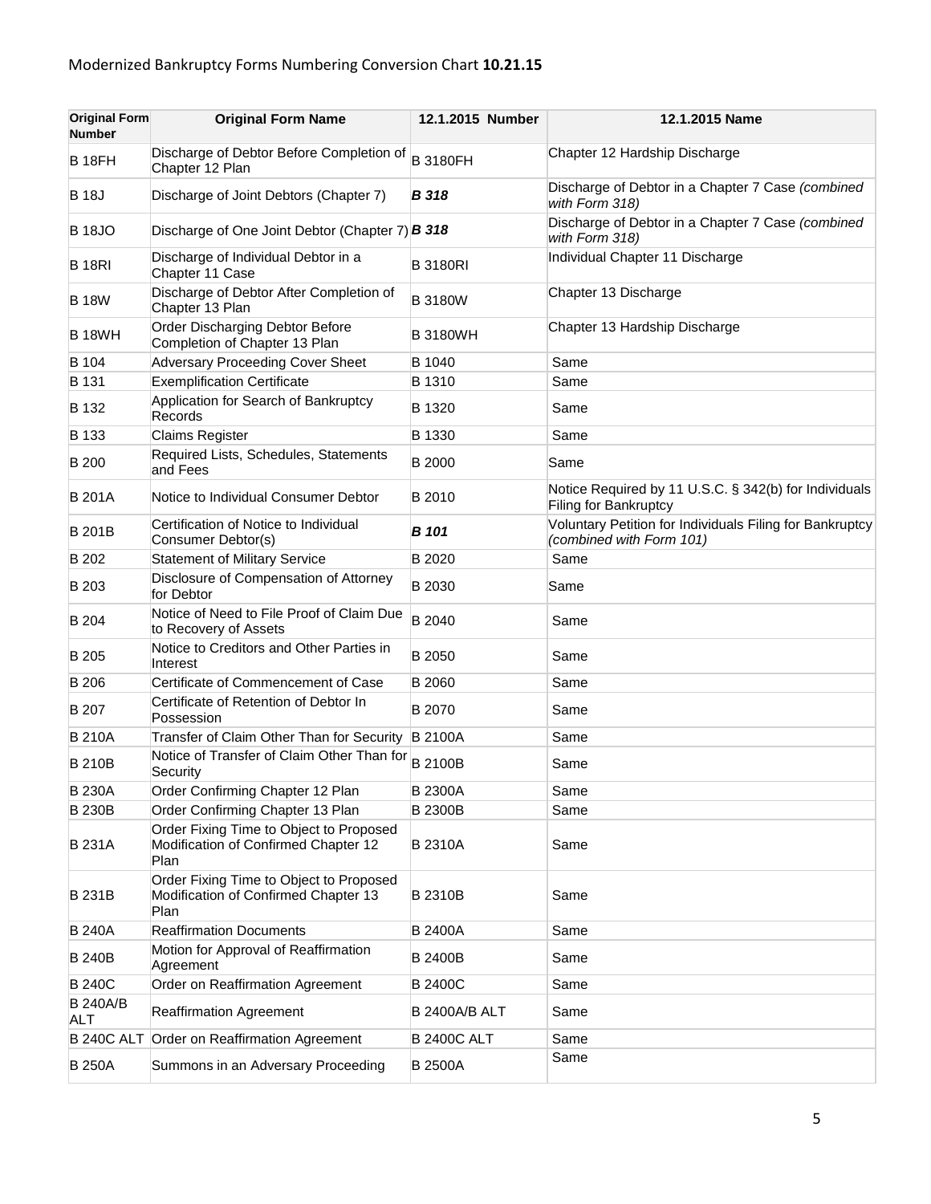Modernized Bankruptcy Forms Numbering Conversion Chart **10.21.15**

| Original Form Number | Original Form Name | 12.1.2015 Number | 12.1.2015 Name |
|---|---|---|---|
| B 18FH | Discharge of Debtor Before Completion of Chapter 12 Plan | B 3180FH | Chapter 12 Hardship Discharge |
| B 18J | Discharge of Joint Debtors (Chapter 7) | ***B 318*** | Discharge of Debtor in a Chapter 7 Case *(combined with Form 318)* |
| B 18JO | Discharge of One Joint Debtor (Chapter 7) | ***B 318*** | Discharge of Debtor in a Chapter 7 Case *(combined with Form 318)* |
| B 18RI | Discharge of Individual Debtor in a Chapter 11 Case | B 3180RI | Individual Chapter 11 Discharge |
| B 18W | Discharge of Debtor After Completion of Chapter 13 Plan | B 3180W | Chapter 13 Discharge |
| B 18WH | Order Discharging Debtor Before Completion of Chapter 13 Plan | B 3180WH | Chapter 13 Hardship Discharge |
| B 104 | Adversary Proceeding Cover Sheet | B 1040 | Same |
| B 131 | Exemplification Certificate | B 1310 | Same |
| B 132 | Application for Search of Bankruptcy Records | B 1320 | Same |
| B 133 | Claims Register | B 1330 | Same |
| B 200 | Required Lists, Schedules, Statements and Fees | B 2000 | Same |
| B 201A | Notice to Individual Consumer Debtor | B 2010 | Notice Required by 11 U.S.C. § 342(b) for Individuals Filing for Bankruptcy |
| B 201B | Certification of Notice to Individual Consumer Debtor(s) | ***B 101*** | Voluntary Petition for Individuals Filing for Bankruptcy *(combined with Form 101)* |
| B 202 | Statement of Military Service | B 2020 | Same |
| B 203 | Disclosure of Compensation of Attorney for Debtor | B 2030 | Same |
| B 204 | Notice of Need to File Proof of Claim Due to Recovery of Assets | B 2040 | Same |
| B 205 | Notice to Creditors and Other Parties in Interest | B 2050 | Same |
| B 206 | Certificate of Commencement of Case | B 2060 | Same |
| B 207 | Certificate of Retention of Debtor In Possession | B 2070 | Same |
| B 210A | Transfer of Claim Other Than for Security | B 2100A | Same |
| B 210B | Notice of Transfer of Claim Other Than for Security | B 2100B | Same |
| B 230A | Order Confirming Chapter 12 Plan | B 2300A | Same |
| B 230B | Order Confirming Chapter 13 Plan | B 2300B | Same |
| B 231A | Order Fixing Time to Object to Proposed Modification of Confirmed Chapter 12 Plan | B 2310A | Same |
| B 231B | Order Fixing Time to Object to Proposed Modification of Confirmed Chapter 13 Plan | B 2310B | Same |
| B 240A | Reaffirmation Documents | B 2400A | Same |
| B 240B | Motion for Approval of Reaffirmation Agreement | B 2400B | Same |
| B 240C | Order on Reaffirmation Agreement | B 2400C | Same |
| B 240A/B ALT | Reaffirmation Agreement | B 2400A/B ALT | Same |
| B 240C ALT | Order on Reaffirmation Agreement | B 2400C ALT | Same |
| B 250A | Summons in an Adversary Proceeding | B 2500A | Same |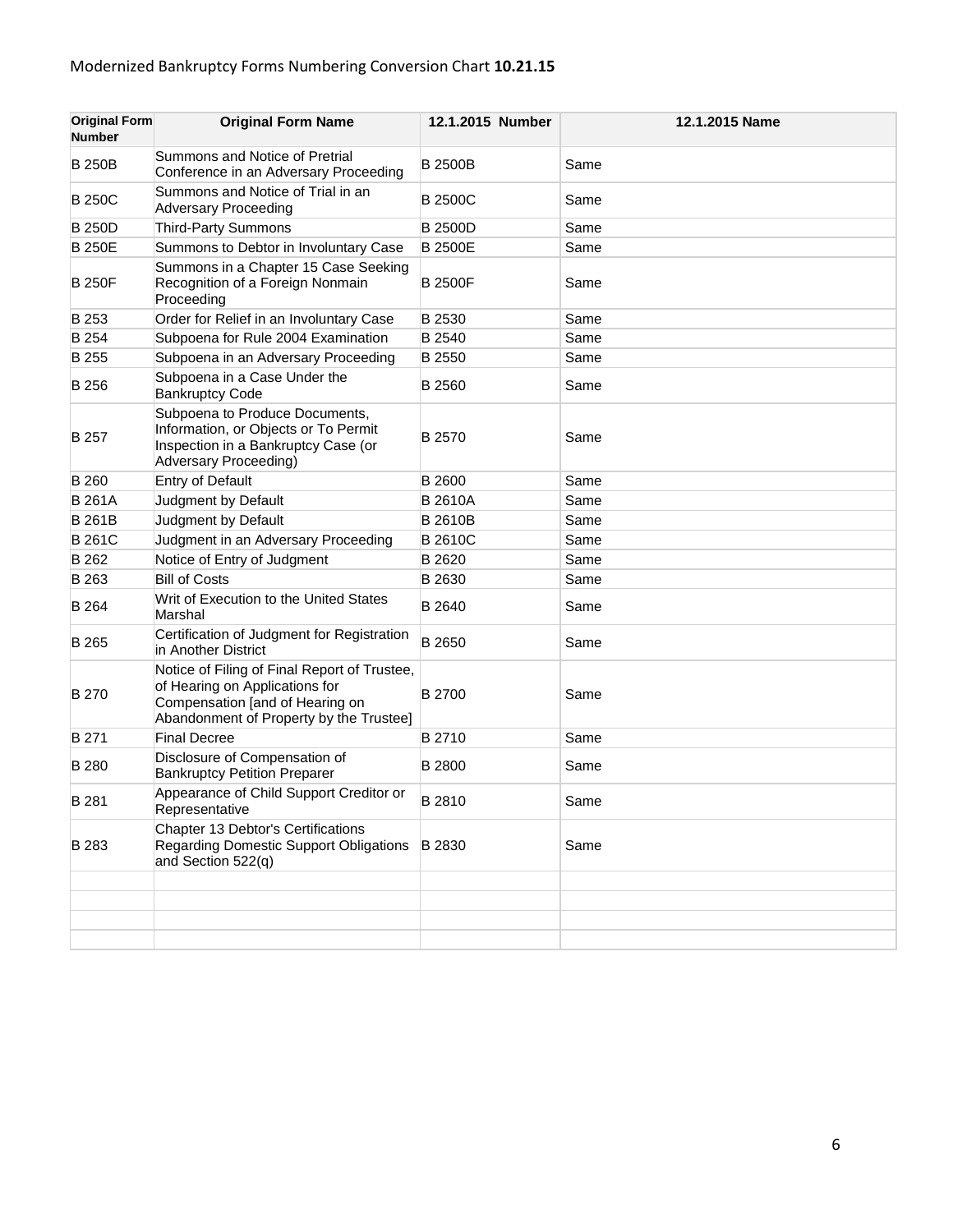Modernized Bankruptcy Forms Numbering Conversion Chart **10.21.15**

| Original Form Number | Original Form Name | 12.1.2015 Number | 12.1.2015 Name |
|---|---|---|---|
| B 250B | Summons and Notice of Pretrial Conference in an Adversary Proceeding | B 2500B | Same |
| B 250C | Summons and Notice of Trial in an Adversary Proceeding | B 2500C | Same |
| B 250D | Third-Party Summons | B 2500D | Same |
| B 250E | Summons to Debtor in Involuntary Case | B 2500E | Same |
| B 250F | Summons in a Chapter 15 Case Seeking Recognition of a Foreign Nonmain Proceeding | B 2500F | Same |
| B 253 | Order for Relief in an Involuntary Case | B 2530 | Same |
| B 254 | Subpoena for Rule 2004 Examination | B 2540 | Same |
| B 255 | Subpoena in an Adversary Proceeding | B 2550 | Same |
| B 256 | Subpoena in a Case Under the Bankruptcy Code | B 2560 | Same |
| B 257 | Subpoena to Produce Documents, Information, or Objects or To Permit Inspection in a Bankruptcy Case (or Adversary Proceeding) | B 2570 | Same |
| B 260 | Entry of Default | B 2600 | Same |
| B 261A | Judgment by Default | B 2610A | Same |
| B 261B | Judgment by Default | B 2610B | Same |
| B 261C | Judgment in an Adversary Proceeding | B 2610C | Same |
| B 262 | Notice of Entry of Judgment | B 2620 | Same |
| B 263 | Bill of Costs | B 2630 | Same |
| B 264 | Writ of Execution to the United States Marshal | B 2640 | Same |
| B 265 | Certification of Judgment for Registration in Another District | B 2650 | Same |
| B 270 | Notice of Filing of Final Report of Trustee, of Hearing on Applications for Compensation [and of Hearing on Abandonment of Property by the Trustee] | B 2700 | Same |
| B 271 | Final Decree | B 2710 | Same |
| B 280 | Disclosure of Compensation of Bankruptcy Petition Preparer | B 2800 | Same |
| B 281 | Appearance of Child Support Creditor or Representative | B 2810 | Same |
| B 283 | Chapter 13 Debtor's Certifications Regarding Domestic Support Obligations and Section 522(q) | B 2830 | Same |
| | | | |
| | | | |
| | | | |
| | | | |